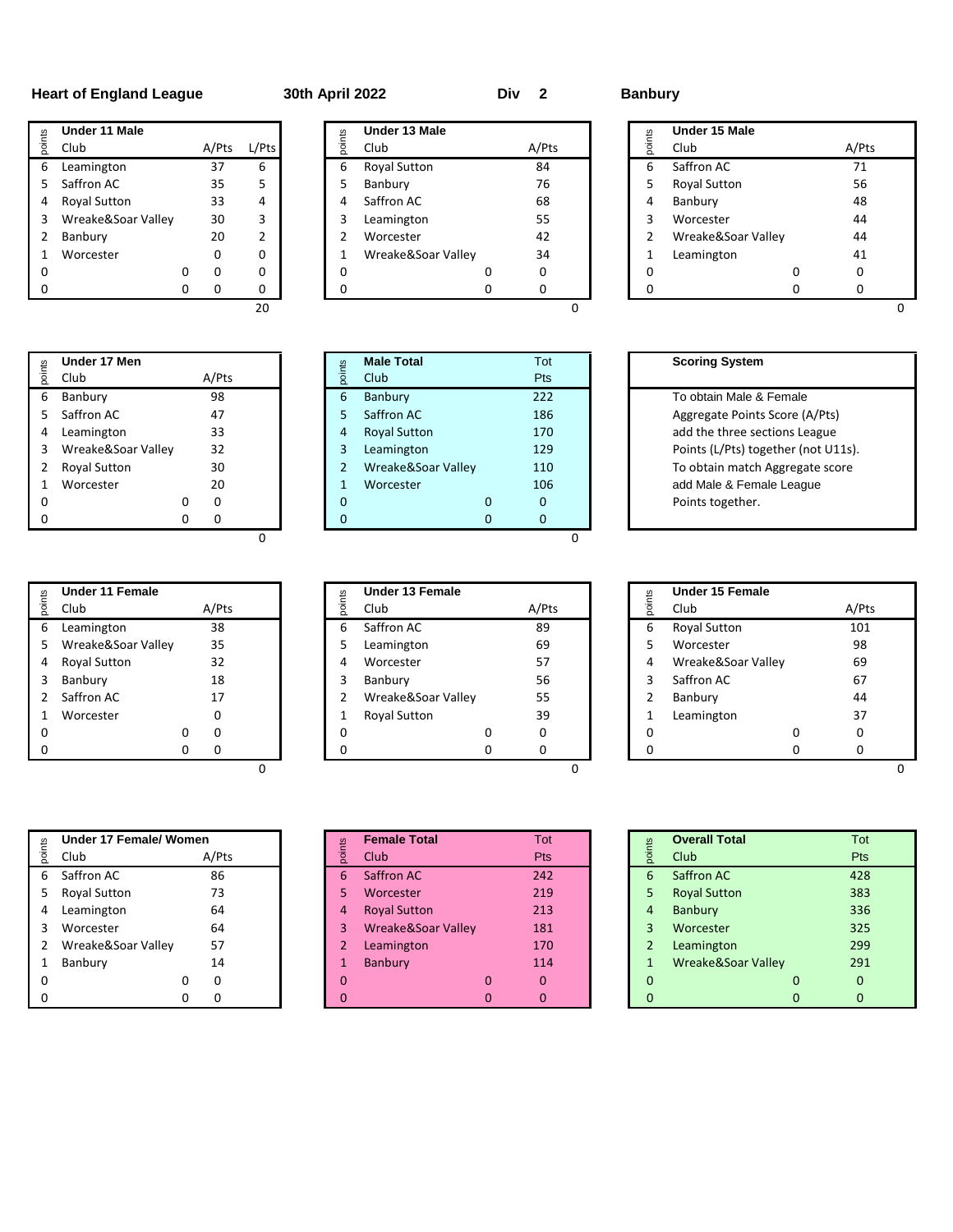**Heart of England League** **30th April 2022** **Div 2** **Banbury**

| points | Under 11 Male Club | | A/Pts | L/Pts |
|---|---|---|---|---|
| 6 | Leamington | | 37 | 6 |
| 5 | Saffron AC | | 35 | 5 |
| 4 | Royal Sutton | | 33 | 4 |
| 3 | Wreake&Soar Valley | | 30 | 3 |
| 2 | Banbury | | 20 | 2 |
| 1 | Worcester | | 0 | 0 |
| 0 | | 0 | 0 | 0 |
| 0 | | 0 | 0 | 0 |
| | | | | 20 |

| points | Under 13 Male Club | | A/Pts |
|---|---|---|---|
| 6 | Royal Sutton | | 84 |
| 5 | Banbury | | 76 |
| 4 | Saffron AC | | 68 |
| 3 | Leamington | | 55 |
| 2 | Worcester | | 42 |
| 1 | Wreake&Soar Valley | | 34 |
| 0 | | 0 | 0 |
| 0 | | 0 | 0 |
| | | | 0 |

| points | Under 15 Male Club | | A/Pts |
|---|---|---|---|
| 6 | Saffron AC | | 71 |
| 5 | Royal Sutton | | 56 |
| 4 | Banbury | | 48 |
| 3 | Worcester | | 44 |
| 2 | Wreake&Soar Valley | | 44 |
| 1 | Leamington | | 41 |
| 0 | | 0 | 0 |
| 0 | | 0 | 0 |
| | | | 0 |

| points | Under 17 Men Club | | A/Pts |
|---|---|---|---|
| 6 | Banbury | | 98 |
| 5 | Saffron AC | | 47 |
| 4 | Leamington | | 33 |
| 3 | Wreake&Soar Valley | | 32 |
| 2 | Royal Sutton | | 30 |
| 1 | Worcester | | 20 |
| 0 | | 0 | 0 |
| 0 | | 0 | 0 |
| | | | 0 |

| points | Male Total Club | | Tot Pts |
|---|---|---|---|
| 6 | Banbury | | 222 |
| 5 | Saffron AC | | 186 |
| 4 | Royal Sutton | | 170 |
| 3 | Leamington | | 129 |
| 2 | Wreake&Soar Valley | | 110 |
| 1 | Worcester | | 106 |
| 0 | | 0 | 0 |
| 0 | | 0 | 0 |
| | | | 0 |

**Scoring System**

To obtain Male & Female Aggregate Points Score (A/Pts) add the three sections League Points (L/Pts) together (not U11s). To obtain match Aggregate score add Male & Female League Points together.

| points | Under 11 Female Club | | A/Pts |
|---|---|---|---|
| 6 | Leamington | | 38 |
| 5 | Wreake&Soar Valley | | 35 |
| 4 | Royal Sutton | | 32 |
| 3 | Banbury | | 18 |
| 2 | Saffron AC | | 17 |
| 1 | Worcester | | 0 |
| 0 | | 0 | 0 |
| 0 | | 0 | 0 |
| | | | 0 |

| points | Under 13 Female Club | | A/Pts |
|---|---|---|---|
| 6 | Saffron AC | | 89 |
| 5 | Leamington | | 69 |
| 4 | Worcester | | 57 |
| 3 | Banbury | | 56 |
| 2 | Wreake&Soar Valley | | 55 |
| 1 | Royal Sutton | | 39 |
| 0 | | 0 | 0 |
| 0 | | 0 | 0 |
| | | | 0 |

| points | Under 15 Female Club | | A/Pts |
|---|---|---|---|
| 6 | Royal Sutton | | 101 |
| 5 | Worcester | | 98 |
| 4 | Wreake&Soar Valley | | 69 |
| 3 | Saffron AC | | 67 |
| 2 | Banbury | | 44 |
| 1 | Leamington | | 37 |
| 0 | | 0 | 0 |
| 0 | | 0 | 0 |
| | | | 0 |

| points | Under 17 Female/ Women Club | | A/Pts |
|---|---|---|---|
| 6 | Saffron AC | | 86 |
| 5 | Royal Sutton | | 73 |
| 4 | Leamington | | 64 |
| 3 | Worcester | | 64 |
| 2 | Wreake&Soar Valley | | 57 |
| 1 | Banbury | | 14 |
| 0 | | 0 | 0 |
| 0 | | 0 | 0 |

| points | Female Total Club | | Tot Pts |
|---|---|---|---|
| 6 | Saffron AC | | 242 |
| 5 | Worcester | | 219 |
| 4 | Royal Sutton | | 213 |
| 3 | Wreake&Soar Valley | | 181 |
| 2 | Leamington | | 170 |
| 1 | Banbury | | 114 |
| 0 | | 0 | 0 |
| 0 | | 0 | 0 |

| points | Overall Total Club | | Tot Pts |
|---|---|---|---|
| 6 | Saffron AC | | 428 |
| 5 | Royal Sutton | | 383 |
| 4 | Banbury | | 336 |
| 3 | Worcester | | 325 |
| 2 | Leamington | | 299 |
| 1 | Wreake&Soar Valley | | 291 |
| 0 | | 0 | 0 |
| 0 | | 0 | 0 |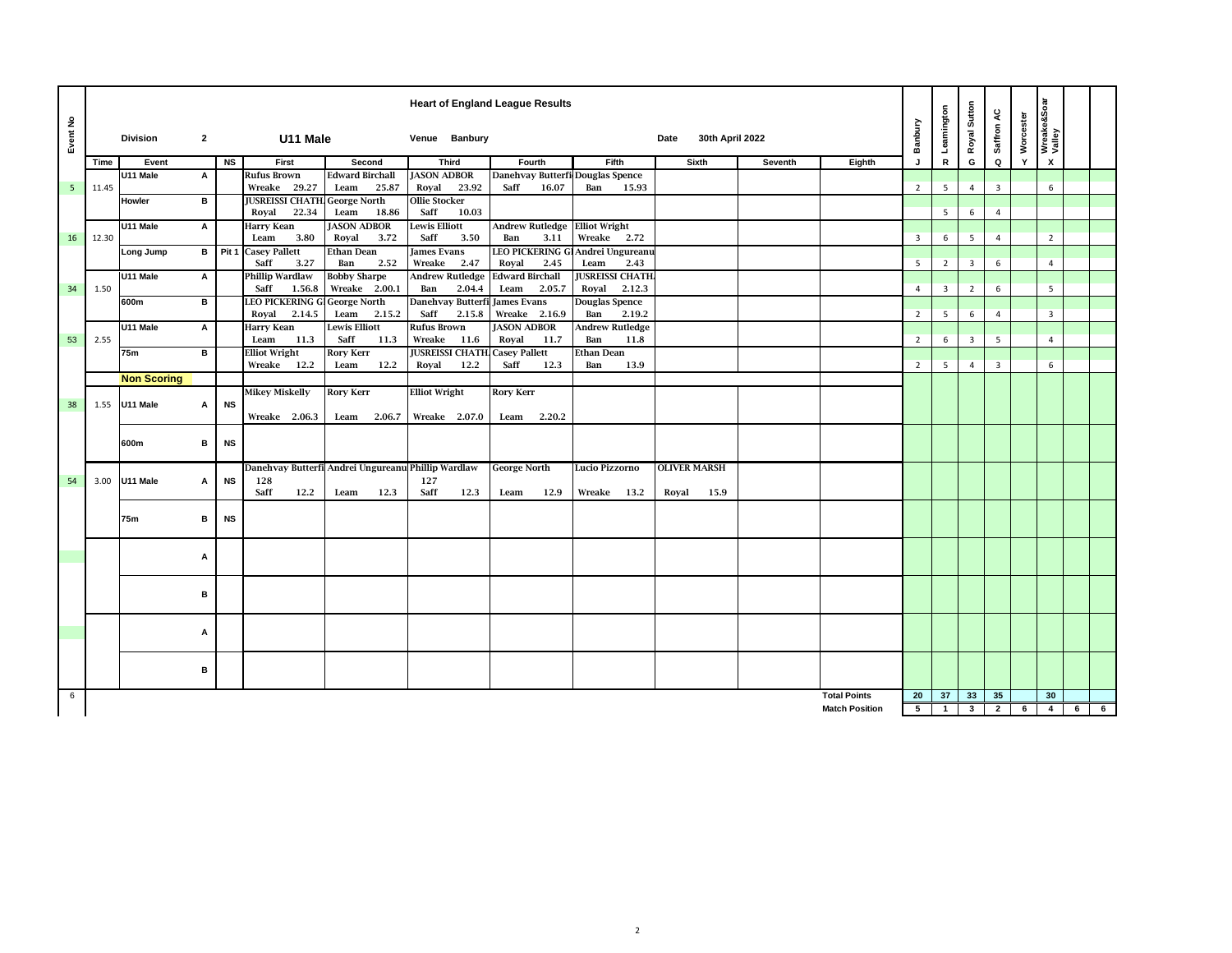# Heart of England League Results

**Division** 2 **U11 Male** **Venue** Banbury **Date** 30th April 2022

| Event No | Time | Event | | NS | First | Second | Third | Fourth | Fifth | Sixth | Seventh | Eighth | Banbury J | Leamington R | Royal Sutton G | Saffron AC Q | Worcester Y | Wreake&Soar Valley X | | |
|---|---|---|---|---|---|---|---|---|---|---|---|---|---|---|---|---|---|---|---|---|
| 5 | 11.45 | U11 Male | A | | Rufus Brown Wreake 29.27 | Edward Birchall Leam 25.87 | JASON ADBOR Royal 23.92 | Danehvay Butterfi Saff 16.07 | Douglas Spence Ban 15.93 | | | | 2 | 5 | 4 | 3 | | 6 | | |
| | | Howler | B | | JUSREISSI CHATH. Royal 22.34 | George North Leam 18.86 | Ollie Stocker Saff 10.03 | | | | | | | 5 | 6 | 4 | | | | |
| 16 | 12.30 | U11 Male | A | | Harry Kean Leam 3.80 | JASON ADBOR Royal 3.72 | Lewis Elliott Saff 3.50 | Andrew Rutledge Ban 3.11 | Elliot Wright Wreake 2.72 | | | | 3 | 6 | 5 | 4 | | 2 | | |
| | | Long Jump | B | Pit 1 | Casey Pallett Saff 3.27 | Ethan Dean Ban 2.52 | James Evans Wreake 2.47 | LEO PICKERING G Royal 2.45 | Andrei Ungureanu Leam 2.43 | | | | 5 | 2 | 3 | 6 | | 4 | | |
| 34 | 1.50 | U11 Male | A | | Phillip Wardlaw Saff 1.56.8 | Bobby Sharpe Wreake 2.00.1 | Andrew Rutledge Ban 2.04.4 | Edward Birchall Leam 2.05.7 | JUSREISSI CHATH. Royal 2.12.3 | | | | 4 | 3 | 2 | 6 | | 5 | | |
| | | 600m | B | | LEO PICKERING G Royal 2.14.5 | George North Leam 2.15.2 | Danehvay Butterfi Saff 2.15.8 | James Evans Wreake 2.16.9 | Douglas Spence Ban 2.19.2 | | | | 2 | 5 | 6 | 4 | | 3 | | |
| 53 | 2.55 | U11 Male | A | | Harry Kean Leam 11.3 | Lewis Elliott Saff 11.3 | Rufus Brown Wreake 11.6 | JASON ADBOR Royal 11.7 | Andrew Rutledge Ban 11.8 | | | | 2 | 6 | 3 | 5 | | 4 | | |
| | | 75m | B | | Elliot Wright Wreake 12.2 | Rory Kerr Leam 12.2 | JUSREISSI CHATH. Royal 12.2 | Casey Pallett Saff 12.3 | Ethan Dean Ban 13.9 | | | | 2 | 5 | 4 | 3 | | 6 | | |
| | | **Non Scoring** | | | | | | | | | | | | | | | | | | |
| 38 | 1.55 | U11 Male | A | NS | Mikey Miskelly Wreake 2.06.3 | Rory Kerr Leam 2.06.7 | Elliot Wright Wreake 2.07.0 | Rory Kerr Leam 2.20.2 | | | | | | | | | | | | |
| | | 600m | B | NS | | | | | | | | | | | | | | | | |
| 54 | 3.00 | U11 Male | A | NS | Danehvay Butterfi 128 Saff 12.2 | Andrei Ungureanu Leam 12.3 | Phillip Wardlaw 127 Saff 12.3 | George North Leam 12.9 | Lucio Pizzorno Wreake 13.2 | OLIVER MARSH Royal 15.9 | | | | | | | | | | |
| | | 75m | B | NS | | | | | | | | | | | | | | | | |
| | | | A | | | | | | | | | | | | | | | | | |
| | | | B | | | | | | | | | | | | | | | | | |
| | | | A | | | | | | | | | | | | | | | | | |
| | | | B | | | | | | | | | | | | | | | | | |
| 6 | | | | | | | | | | | | Total Points | 20 | 37 | 33 | 35 | | 30 | | |
| | | | | | | | | | | | | Match Position | 5 | 1 | 3 | 2 | 6 | 4 | 6 | 6 |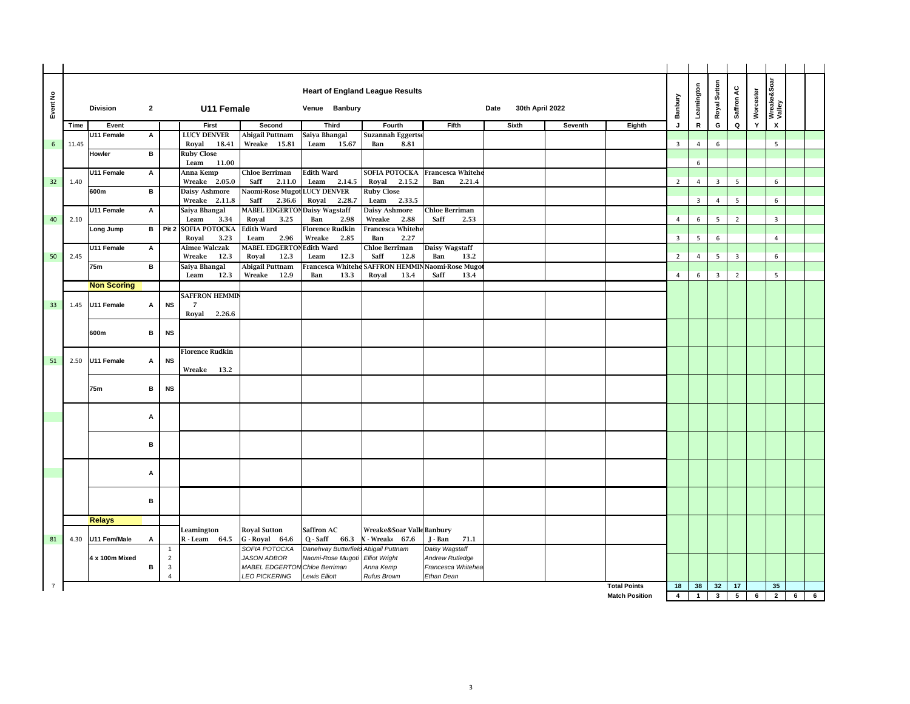# Heart of England League Results

**Division** 2 **U11 Female** **Venue** Banbury **Date** 30th April 2022

| Event No | Time | Event | | | First | Second | Third | Fourth | Fifth | Sixth | Seventh | Eighth | Banbury J | Leamington R | Royal Sutton G | Saffron AC Q | Worcester Y | Wreake&Soar Valley X | | |
|---|---|---|---|---|---|---|---|---|---|---|---|---|---|---|---|---|---|---|---|---|
| 6 | 11.45 | U11 Female | A | | LUCY DENVER Royal 18.41 | Abigail Puttnam Wreake 15.81 | Saiya Bhangal Leam 15.67 | Suzannah Eggertse Ban 8.81 | | | | | 3 | 4 | 6 | | | 5 | | |
| | | Howler | B | | Ruby Close Leam 11.00 | | | | | | | | | 6 | | | | | | |
| 32 | 1.40 | U11 Female | A | | Anna Kemp Wreake 2.05.0 | Chloe Berriman Saff 2.11.0 | Edith Ward Leam 2.14.5 | SOFIA POTOCKA Royal 2.15.2 | Francesca Whitehe Ban 2.21.4 | | | | 2 | 4 | 3 | 5 | | 6 | | |
| | | 600m | B | | Daisy Ashmore Wreake 2.11.8 | Naomi-Rose Mugot Saff 2.36.6 | LUCY DENVER Royal 2.28.7 | Ruby Close Leam 2.33.5 | | | | | | 3 | 4 | 5 | | 6 | | |
| 40 | 2.10 | U11 Female | A | | Saiya Bhangal Leam 3.34 | MABEL EDGERTON Royal 3.25 | Daisy Wagstaff Ban 2.98 | Daisy Ashmore Wreake 2.88 | Chloe Berriman Saff 2.53 | | | | 4 | 6 | 5 | 2 | | 3 | | |
| | | Long Jump | B | Pit 2 | SOFIA POTOCKA Royal 3.23 | Edith Ward Leam 2.96 | Florence Rudkin Wreake 2.85 | Francesca Whitehe Ban 2.27 | | | | | 3 | 5 | 6 | | | 4 | | |
| 50 | 2.45 | U11 Female | A | | Aimee Walczak Wreake 12.3 | MABEL EDGERTON Royal 12.3 | Edith Ward Leam 12.3 | Chloe Berriman Saff 12.8 | Daisy Wagstaff Ban 13.2 | | | | 2 | 4 | 5 | 3 | | 6 | | |
| | | 75m | B | | Saiya Bhangal Leam 12.3 | Abigail Puttnam Wreake 12.9 | Francesca Whitehe Ban 13.3 | SAFFRON HEMMIN Royal 13.4 | Naomi-Rose Mugot Saff 13.4 | | | | 4 | 6 | 3 | 2 | | 5 | | |
| | | **Non Scoring** | | | | | | | | | | | | | | | | | | |
| 33 | 1.45 | U11 Female | A | NS | SAFFRON HEMMIN 7 Royal 2.26.6 | | | | | | | | | | | | | | | |
| | | 600m | B | NS | | | | | | | | | | | | | | | | |
| 51 | 2.50 | U11 Female | A | NS | Florence Rudkin Wreake 13.2 | | | | | | | | | | | | | | | |
| | | 75m | B | NS | | | | | | | | | | | | | | | | |
| | | | A | | | | | | | | | | | | | | | | | |
| | | | B | | | | | | | | | | | | | | | | | |
| | | | A | | | | | | | | | | | | | | | | | |
| | | | B | | | | | | | | | | | | | | | | | |
| | | **Relays** | | | | | | | | | | | | | | | | | | |
| 81 | 4.30 | U11 Fem/Male | A | | Leamington R - Leam 64.5 | Royal Sutton G - Royal 64.6 | Saffron AC Q - Saff 66.3 | Wreake&Soar Valle X - Wreak 67.6 | Banbury J - Ban 71.1 | | | | | | | | | | | |
| | | 4 x 100m Mixed | B | 1 2 3 4 | | *SOFIA POTOCKA JASON ADBOR MABEL EDGERTON LEO PICKERING* | *Danehvay Butterfield Naomi-Rose Mugoti Chloe Berriman Lewis Elliott* | *Abigail Puttnam Elliot Wright Anna Kemp Rufus Brown* | *Daisy Wagstaff Andrew Rutledge Francesca Whitehea Ethan Dean* | | | | | | | | | | | |
| 7 | | | | | | | | | | | | Total Points | 18 | 38 | 32 | 17 | | 35 | | |
| | | | | | | | | | | | | Match Position | 4 | 1 | 3 | 5 | 6 | 2 | 6 | 6 |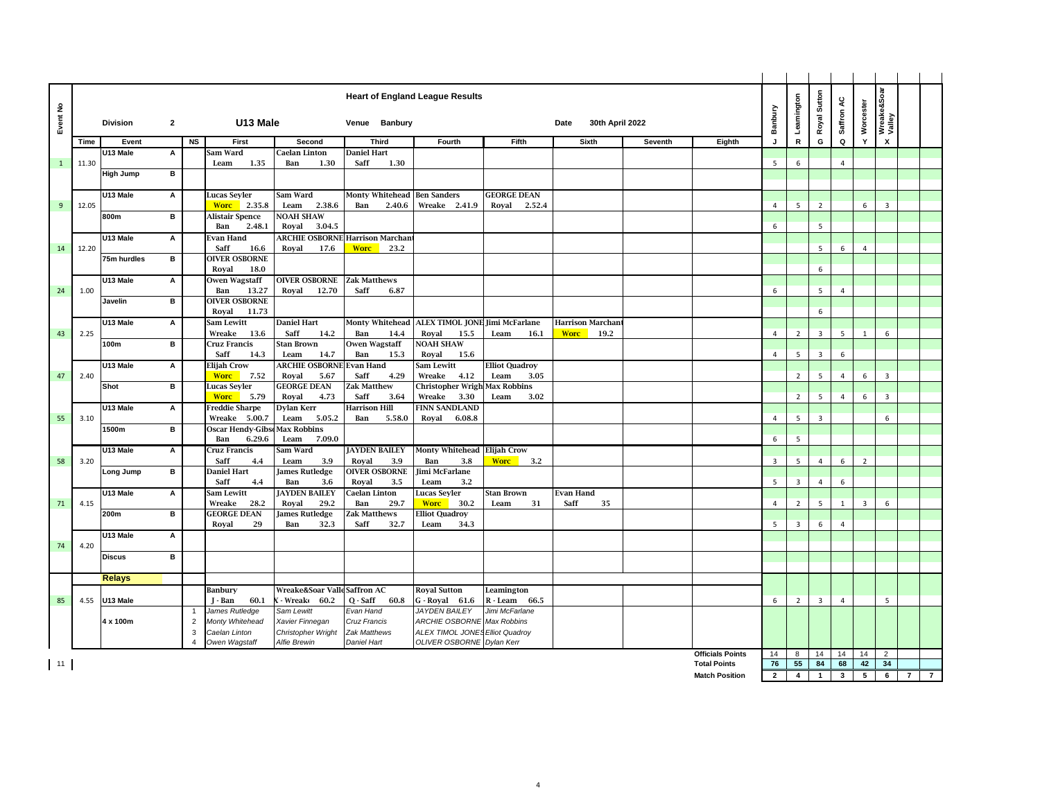# Heart of England League Results

**Division** 2 | **U13 Male** | **Venue** Banbury | **Date** 30th April 2022

| Event No | Time | Event | | NS | First | Second | Third | Fourth | Fifth | Sixth | Seventh | Eighth | Banbury J | Leamington R | Royal Sutton G | Saffron AC Q | Worcester Y | Wreake&Soar Valley X | | |
|---|---|---|---|---|---|---|---|---|---|---|---|---|---|---|---|---|---|---|---|---|
| 1 | 11.30 | U13 Male High Jump | A | | Sam Ward Leam 1.35 | Caelan Linton Ban 1.30 | Daniel Hart Saff 1.30 | | | | | | 5 | 6 | | 4 | | | | |
| | | | B | | | | | | | | | | | | | | | | | |
| 9 | 12.05 | U13 Male 800m | A | | Lucas Seyler Worc 2.35.8 | Sam Ward Leam 2.38.6 | Monty Whitehead Ban 2.40.6 | Ben Sanders Wreake 2.41.9 | GEORGE DEAN Royal 2.52.4 | | | | 4 | 5 | 2 | | 6 | 3 | | |
| | | | B | | Alistair Spence Ban 2.48.1 | NOAH SHAW Royal 3.04.5 | | | | | | | 6 | | 5 | | | | | |
| 14 | 12.20 | U13 Male 75m hurdles | A | | Evan Hand Saff 16.6 | ARCHIE OSBORNE Royal 17.6 | Harrison Marchant Worc 23.2 | | | | | | | | 5 | 6 | 4 | | | |
| | | | B | | OIVER OSBORNE Royal 18.0 | | | | | | | | | | 6 | | | | | |
| 24 | 1.00 | U13 Male Javelin | A | | Owen Wagstaff Ban 13.27 | OIVER OSBORNE Royal 12.70 | Zak Matthews Saff 6.87 | | | | | | 6 | | 5 | 4 | | | | |
| | | | B | | OIVER OSBORNE Royal 11.73 | | | | | | | | | | 6 | | | | | |
| 43 | 2.25 | U13 Male 100m | A | | Sam Lewitt Wreake 13.6 | Daniel Hart Saff 14.2 | Monty Whitehead Ban 14.4 | ALEX TIMOL JONES Royal 15.5 | Jimi McFarlane Leam 16.1 | Harrison Marchant Worc 19.2 | | | 4 | 2 | 3 | 5 | 1 | 6 | | |
| | | | B | | Cruz Francis Saff 14.3 | Stan Brown Leam 14.7 | Owen Wagstaff Ban 15.3 | NOAH SHAW Royal 15.6 | | | | | 4 | 5 | 3 | 6 | | | | |
| 47 | 2.40 | U13 Male Shot | A | | Elijah Crow Worc 7.52 | ARCHIE OSBORNE Royal 5.67 | Evan Hand Saff 4.29 | Sam Lewitt Wreake 4.12 | Elliot Quadroy Leam 3.05 | | | | | 2 | 5 | 4 | 6 | 3 | | |
| | | | B | | Lucas Seyler Worc 5.79 | GEORGE DEAN Royal 4.73 | Zak Matthew Saff 3.64 | Christopher Wright Wreake 3.30 | Max Robbins Leam 3.02 | | | | | 2 | 5 | 4 | 6 | 3 | | |
| 55 | 3.10 | U13 Male 1500m | A | | Freddie Sharpe Wreake 5.00.7 | Dylan Kerr Leam 5.05.2 | Harrison Hill Ban 5.58.0 | FINN SANDLAND Royal 6.08.8 | | | | | 4 | 5 | 3 | | | 6 | | |
| | | | B | | Oscar Hendy-Gibson Ban 6.29.6 | Max Robbins Leam 7.09.0 | | | | | | | 6 | 5 | | | | | | |
| 58 | 3.20 | U13 Male Long Jump | A | | Cruz Francis Saff 4.4 | Sam Ward Leam 3.9 | JAYDEN BAILEY Royal 3.9 | Monty Whitehead Ban 3.8 | Elijah Crow Worc 3.2 | | | | 3 | 5 | 4 | 6 | 2 | | | |
| | | | B | | Daniel Hart Saff 4.4 | James Rutledge Ban 3.6 | OIVER OSBORNE Royal 3.5 | Jimi McFarlane Leam 3.2 | | | | | 5 | 3 | 4 | 6 | | | | |
| 71 | 4.15 | U13 Male 200m | A | | Sam Lewitt Wreake 28.2 | JAYDEN BAILEY Royal 29.2 | Caelan Linton Ban 29.7 | Lucas Seyler Worc 30.2 | Stan Brown Leam 31 | Evan Hand Saff 35 | | | 4 | 2 | 5 | 1 | 3 | 6 | | |
| | | | B | | GEORGE DEAN Royal 29 | James Rutledge Ban 32.3 | Zak Matthews Saff 32.7 | Elliot Quadroy Leam 34.3 | | | | | 5 | 3 | 6 | 4 | | | | |
| 74 | 4.20 | U13 Male Discus | A | | | | | | | | | | | | | | | | | |
| | | | B | | | | | | | | | | | | | | | | | |
| | | **Relays** | | | | | | | | | | | | | | | | | | |
| 85 | 4.55 | U13 Male 4 x 100m | | | Banbury J - Ban 60.1 | Wreake&Soar Valley X - Wreake 60.2 | Saffron AC Q - Saff 60.8 | Royal Sutton G - Royal 61.6 | Leamington R - Leam 66.5 | | | | 6 | 2 | 3 | 4 | | 5 | | |
| | | | | 1 | *James Rutledge* | *Sam Lewitt* | *Evan Hand* | *JAYDEN BAILEY* | *Jimi McFarlane* | | | | | | | | | | | |
| | | | | 2 | *Monty Whitehead* | *Xavier Finnegan* | *Cruz Francis* | *ARCHIE OSBORNE* | *Max Robbins* | | | | | | | | | | | |
| | | | | 3 | *Caelan Linton* | *Christopher Wright* | *Zak Matthews* | *ALEX TIMOL JONES* | *Elliot Quadroy* | | | | | | | | | | | |
| | | | | 4 | *Owen Wagstaff* | *Alfie Brewin* | *Daniel Hart* | *OLIVER OSBORNE* | *Dylan Kerr* | | | | | | | | | | | |
| | | | | | | | | | | | | Officials Points | 14 | 8 | 14 | 14 | 14 | 2 | | |
| | | | | | | | | | | | | **Total Points** | **76** | **55** | **84** | **68** | **42** | **34** | | |
| | | | | | | | | | | | | **Match Position** | **2** | **4** | **1** | **3** | **5** | **6** | **7** | **7** |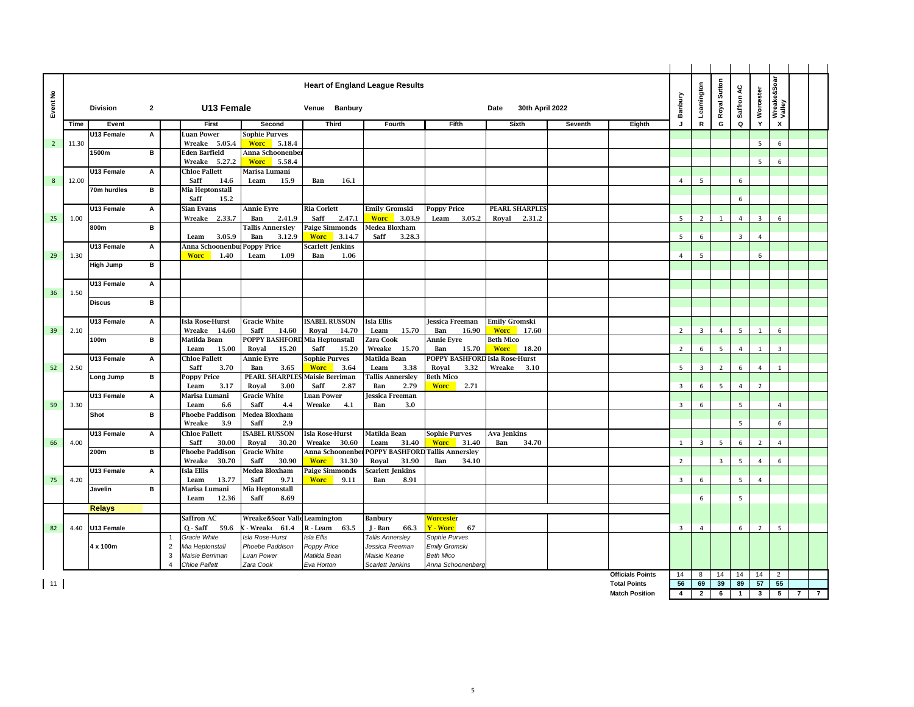# Heart of England League Results

**Division** 2 | **U13 Female** | **Venue** Banbury | **Date** 30th April 2022

| Event No | Time | Event | | | First | Second | Third | Fourth | Fifth | Sixth | Seventh | Eighth | Banbury J | Leamington R | Royal Sutton G | Saffron AC Q | Worcester Y | Wreake&Soar Valley X | | |
|---|---|---|---|---|---|---|---|---|---|---|---|---|---|---|---|---|---|---|---|---|
| 2 | 11.30 | U13 Female 1500m | A | | Luan Power Wreake 5.05.4 | Sophie Purves Worc 5.18.4 | | | | | | | | | | | 5 | 6 | | |
| | | | B | | Eden Barfield Wreake 5.27.2 | Anna Schoonenberg Worc 5.58.4 | | | | | | | | | | | 5 | 6 | | |
| 8 | 12.00 | U13 Female 70m hurdles | A | | Chloe Pallett Saff 14.6 | Marisa Lumani Leam 15.9 | Ban 16.1 | | | | | | 4 | 5 | | 6 | | | | |
| | | | B | | Mia Heptonstall Saff 15.2 | | | | | | | | | | | 6 | | | | |
| 25 | 1.00 | U13 Female 800m | A | | Sian Evans Wreake 2.33.7 | Annie Eyre Ban 2.41.9 | Ria Corlett Saff 2.47.1 | Emily Gromski Worc 3.03.9 | Poppy Price Leam 3.05.2 | PEARL SHARPLES Royal 2.31.2 | | | 5 | 2 | 1 | 4 | 3 | 6 | | |
| | | | B | | Leam 3.05.9 | Tallis Annersley Ban 3.12.9 | Paige Simmonds Worc 3.14.7 | Medea Bloxham Saff 3.28.3 | | | | | 5 | 6 | | 3 | 4 | | | |
| 29 | 1.30 | U13 Female High Jump | A | | Anna Schoonenburg Worc 1.40 | Poppy Price Leam 1.09 | Scarlett Jenkins Ban 1.06 | | | | | | 4 | 5 | | | 6 | | | |
| | | | B | | | | | | | | | | | | | | | | | |
| 36 | 1.50 | U13 Female Discus | A | | | | | | | | | | | | | | | | | |
| | | | B | | | | | | | | | | | | | | | | | |
| 39 | 2.10 | U13 Female 100m | A | | Isla Rose-Hurst Wreake 14.60 | Gracie White Saff 14.60 | ISABEL RUSSON Royal 14.70 | Isla Ellis Leam 15.70 | Jessica Freeman Ban 16.90 | Emily Gromski Worc 17.60 | | | 2 | 3 | 4 | 5 | 1 | 6 | | |
| | | | B | | Matilda Bean Leam 15.00 | POPPY BASHFORD Royal 15.20 | Mia Heptonstall Saff 15.20 | Zara Cook Wreake 15.70 | Annie Eyre Ban 15.70 | Beth Mico Worc 18.20 | | | 2 | 6 | 5 | 4 | 1 | 3 | | |
| 52 | 2.50 | U13 Female Long Jump | A | | Chloe Pallett Saff 3.70 | Annie Eyre Ban 3.65 | Sophie Purves Worc 3.64 | Matilda Bean Leam 3.38 | POPPY BASHFORD Royal 3.32 | Isla Rose-Hurst Wreake 3.10 | | | 5 | 3 | 2 | 6 | 4 | 1 | | |
| | | | B | | Poppy Price Leam 3.17 | PEARL SHARPLES Royal 3.00 | Maisie Berriman Saff 2.87 | Tallis Annersley Ban 2.79 | Beth Mico Worc 2.71 | | | | 3 | 6 | 5 | 4 | 2 | | | |
| 59 | 3.30 | U13 Female Shot | A | | Marisa Lumani Leam 6.6 | Gracie White Saff 4.4 | Luan Power Wreake 4.1 | Jessica Freeman Ban 3.0 | | | | | 3 | 6 | | 5 | | 4 | | |
| | | | B | | Phoebe Paddison Wreake 3.9 | Medea Bloxham Saff 2.9 | | | | | | | | | | 5 | | 6 | | |
| 66 | 4.00 | U13 Female 200m | A | | Chloe Pallett Saff 30.00 | ISABEL RUSSON Royal 30.20 | Isla Rose-Hurst Wreake 30.60 | Matilda Bean Leam 31.40 | Sophie Purves Worc 31.40 | Ava Jenkins Ban 34.70 | | | 1 | 3 | 5 | 6 | 2 | 4 | | |
| | | | B | | Phoebe Paddison Wreake 30.70 | Gracie White Saff 30.90 | Anna Schoonenberg Worc 31.30 | POPPY BASHFORD Royal 31.90 | Tallis Annersley Ban 34.10 | | | | 2 | | 3 | 5 | 4 | 6 | | |
| 75 | 4.20 | U13 Female Javelin | A | | Isla Ellis Leam 13.77 | Medea Bloxham Saff 9.71 | Paige Simmonds Worc 9.11 | Scarlett Jenkins Ban 8.91 | | | | | 3 | 6 | | 5 | 4 | | | |
| | | | B | | Marisa Lumani Leam 12.36 | Mia Heptonstall Saff 8.69 | | | | | | | | 6 | | 5 | | | | |
| | | **Relays** | | | | | | | | | | | | | | | | | | |
| 82 | 4.40 | U13 Female 4 x 100m | | | Saffron AC Q - Saff 59.6 | Wreake&Soar Valley X - Wreake 61.4 | Leamington R - Leam 63.5 | Banbury J - Ban 66.3 | Worcester Y - Worc 67 | | | | 3 | 4 | | 6 | 2 | 5 | | |
| | | | | 1 | *Gracie White* | *Isla Rose-Hurst* | *Isla Ellis* | *Tallis Annersley* | *Sophie Purves* | | | | | | | | | | | |
| | | | | 2 | *Mia Heptonstall* | *Phoebe Paddison* | *Poppy Price* | *Jessica Freeman* | *Emily Gromski* | | | | | | | | | | | |
| | | | | 3 | *Maisie Berriman* | *Luan Power* | *Matilda Bean* | *Maisie Keane* | *Beth Mico* | | | | | | | | | | | |
| | | | | 4 | *Chloe Pallett* | *Zara Cook* | *Eva Horton* | *Scarlett Jenkins* | *Anna Schoonenberg* | | | | | | | | | | | |
| | | | | | | | | | | | | Officials Points | 14 | 8 | 14 | 14 | 14 | 2 | | |
| | | | | | | | | | | | | Total Points | 56 | 69 | 39 | 89 | 57 | 55 | | |
| | | | | | | | | | | | | Match Position | 4 | 2 | 6 | 1 | 3 | 5 | 7 | 7 |

11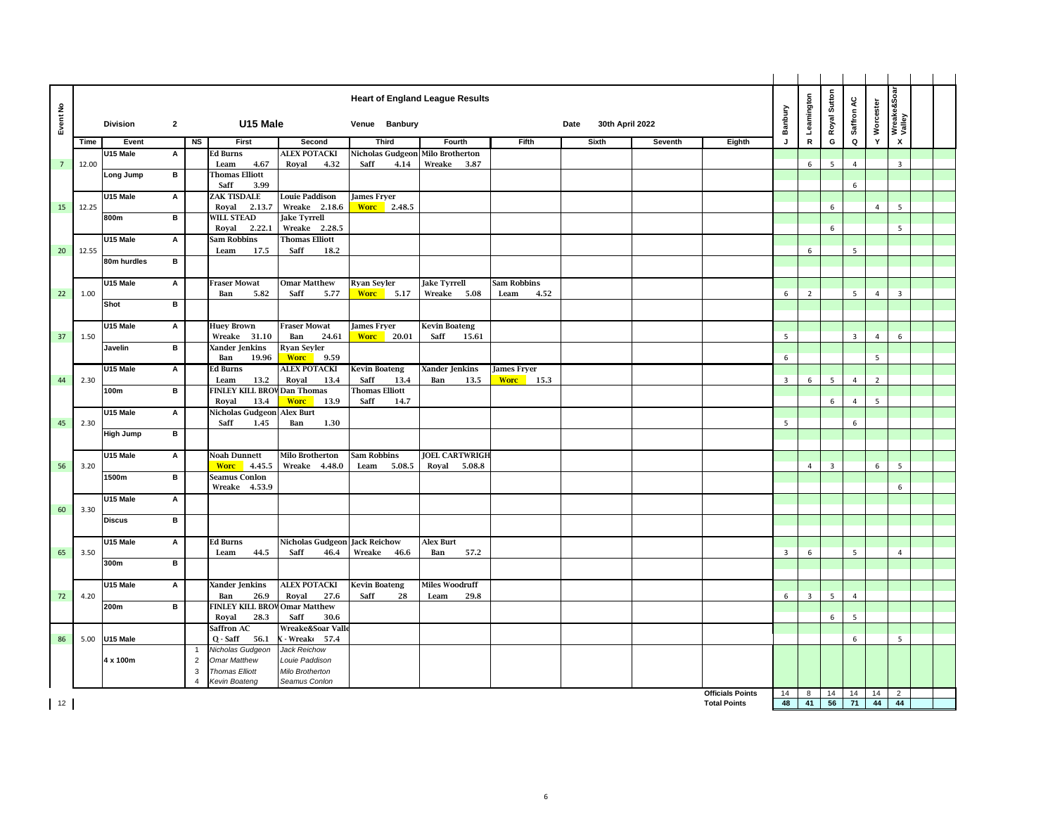# Heart of England League Results

**Division** 2 — **U15 Male** — **Venue** Banbury — **Date** 30th April 2022

| Event No | Time | Event | | NS | First | Second | Third | Fourth | Fifth | Sixth | Seventh | Eighth | Banbury J | Leamington R | Royal Sutton G | Saffron AC Q | Worcester Y | Wreake&Soar Valley X | | |
|---|---|---|---|---|---|---|---|---|---|---|---|---|---|---|---|---|---|---|---|---|
| 7 | 12.00 | U15 Male Long Jump | A | | Ed Burns Leam 4.67 | ALEX POTACKI Royal 4.32 | Nicholas Gudgeon Saff 4.14 | Milo Brotherton Wreake 3.87 | | | | | | 6 | 5 | 4 | | 3 | | |
| | | | B | | Thomas Elliott Saff 3.99 | | | | | | | | | | | 6 | | | | |
| 15 | 12.25 | U15 Male 800m | A | | ZAK TISDALE Royal 2.13.7 | Louie Paddison Wreake 2.18.6 | James Fryer Worc 2.48.5 | | | | | | | | 6 | | 4 | 5 | | |
| | | | B | | WILL STEAD Royal 2.22.1 | Jake Tyrrell Wreake 2.28.5 | | | | | | | | | 6 | | | 5 | | |
| 20 | 12.55 | U15 Male 80m hurdles | A | | Sam Robbins Leam 17.5 | Thomas Elliott Saff 18.2 | | | | | | | | 6 | | 5 | | | | |
| | | | B | | | | | | | | | | | | | | | | | |
| 22 | 1.00 | U15 Male Shot | A | | Fraser Mowat Ban 5.82 | Omar Matthew Saff 5.77 | Ryan Seyler Worc 5.17 | Jake Tyrrell Wreake 5.08 | Sam Robbins Leam 4.52 | | | | 6 | 2 | | 5 | 4 | 3 | | |
| | | | B | | | | | | | | | | | | | | | | | |
| 37 | 1.50 | U15 Male Javelin | A | | Huey Brown Wreake 31.10 | Fraser Mowat Ban 24.61 | James Fryer Worc 20.01 | Kevin Boateng Saff 15.61 | | | | | 5 | | | 3 | 4 | 6 | | |
| | | | B | | Xander Jenkins Ban 19.96 | Ryan Seyler Worc 9.59 | | | | | | | 6 | | | | 5 | | | |
| 44 | 2.30 | U15 Male 100m | A | | Ed Burns Leam 13.2 | ALEX POTACKI Royal 13.4 | Kevin Boateng Saff 13.4 | Xander Jenkins Ban 13.5 | James Fryer Worc 15.3 | | | | 3 | 6 | 5 | 4 | 2 | | | |
| | | | B | | FINLEY KILL BROW Royal 13.4 | Dan Thomas Worc 13.9 | Thomas Elliott Saff 14.7 | | | | | | | | 6 | 4 | 5 | | | |
| 45 | 2.30 | U15 Male High Jump | A | | Nicholas Gudgeon Saff 1.45 | Alex Burt Ban 1.30 | | | | | | | 5 | | | 6 | | | | |
| | | | B | | | | | | | | | | | | | | | | | |
| 56 | 3.20 | U15 Male 1500m | A | | Noah Dunnett Worc 4.45.5 | Milo Brotherton Wreake 4.48.0 | Sam Robbins Leam 5.08.5 | JOEL CARTWRIGH Royal 5.08.8 | | | | | | 4 | 3 | | 6 | 5 | | |
| | | | B | | Seamus Conlon Wreake 4.53.9 | | | | | | | | | | | | | 6 | | |
| 60 | 3.30 | U15 Male Discus | A | | | | | | | | | | | | | | | | | |
| | | | B | | | | | | | | | | | | | | | | | |
| 65 | 3.50 | U15 Male 300m | A | | Ed Burns Leam 44.5 | Nicholas Gudgeon Saff 46.4 | Jack Reichow Wreake 46.6 | Alex Burt Ban 57.2 | | | | | 3 | 6 | | 5 | | 4 | | |
| | | | B | | | | | | | | | | | | | | | | | |
| 72 | 4.20 | U15 Male 200m | A | | Xander Jenkins Ban 26.9 | ALEX POTACKI Royal 27.6 | Kevin Boateng Saff 28 | Miles Woodruff Leam 29.8 | | | | | 6 | 3 | 5 | 4 | | | | |
| | | | B | | FINLEY KILL BROW Royal 28.3 | Omar Matthew Saff 30.6 | | | | | | | | | 6 | 5 | | | | |
| 86 | 5.00 | U15 Male 4 x 100m | | | Saffron AC Q - Saff 56.1 | Wreake&Soar Valle X - Wreake 57.4 | | | | | | | | | | 6 | | 5 | | |
| | | | | 1 | Nicholas Gudgeon | Jack Reichow | | | | | | | | | | | | | | |
| | | | | 2 | Omar Matthew | Louie Paddison | | | | | | | | | | | | | | |
| | | | | 3 | Thomas Elliott | Milo Brotherton | | | | | | | | | | | | | | |
| | | | | 4 | Kevin Boateng | Seamus Conlon | | | | | | | | | | | | | | |
| | | | | | | | | | | | | Officials Points | 14 | 8 | 14 | 14 | 14 | 2 | | |
| | | | | | | | | | | | | Total Points | 48 | 41 | 56 | 71 | 44 | 44 | | |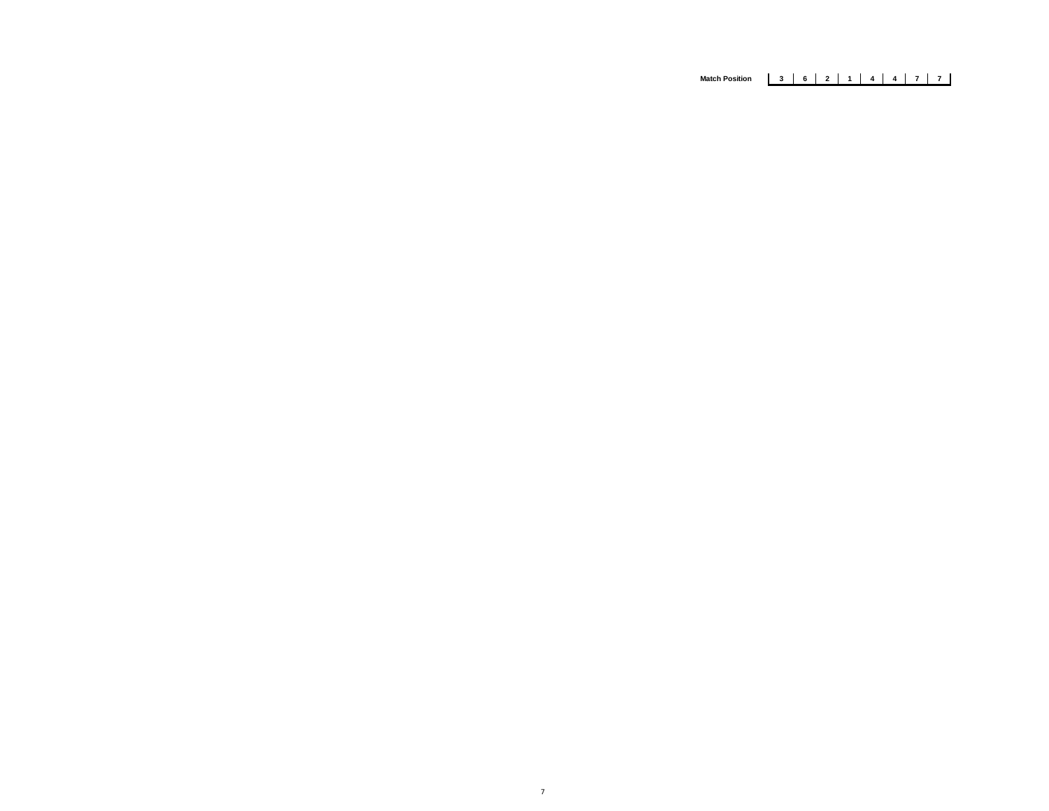| Match Position | 3 | 6 | 2 | 1 | 4 | 4 | 7 | 7 |
| --- | --- | --- | --- | --- | --- | --- | --- | --- |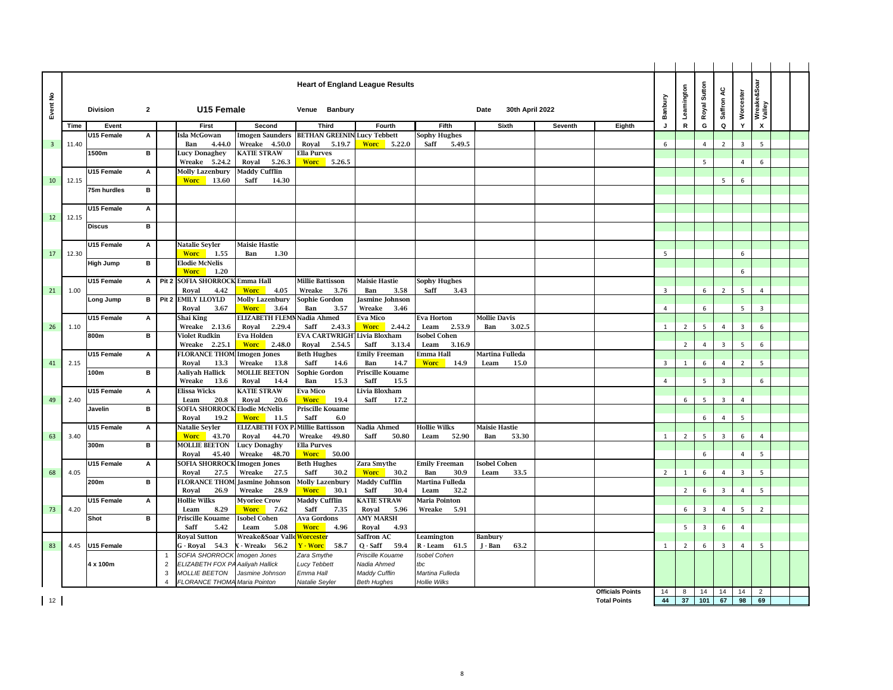## Heart of England League Results

**Division** 2 — **U15 Female** — **Venue** Banbury — **Date** 30th April 2022

| Event No | Time | Event | | | First | Second | Third | Fourth | Fifth | Sixth | Seventh | Eighth | Banbury J | Leamington R | Royal Sutton G | Saffron AC Q | Worcester Y | Wreake&Soar Valley X |
|---|---|---|---|---|---|---|---|---|---|---|---|---|---|---|---|---|---|---|
| 3 | 11.40 | U15 Female 1500m | A | | Isla McGowan Ban 4.44.0 | Imogen Saunders Wreake 4.50.0 | BETHAN GREENIN Royal 5.19.7 | Lucy Tebbett Worc 5.22.0 | Sophy Hughes Saff 5.49.5 | | | | 6 | | 4 | 2 | 3 | 5 |
| | | | B | | Lucy Donaghey Wreake 5.24.2 | KATIE STRAW Royal 5.26.3 | Ella Purves Worc 5.26.5 | | | | | | | | 5 | | 4 | 6 |
| 10 | 12.15 | U15 Female 75m hurdles | A | | Molly Lazenbury Worc 13.60 | Maddy Cufflin Saff 14.30 | | | | | | | | | | 5 | 6 | |
| | | | B | | | | | | | | | | | | | | | |
| 12 | 12.15 | U15 Female Discus | A | | | | | | | | | | | | | | | |
| | | | B | | | | | | | | | | | | | | | |
| 17 | 12.30 | U15 Female High Jump | A | | Natalie Seyler Worc 1.55 | Maisie Hastie Ban 1.30 | | | | | | | 5 | | | | 6 | |
| | | | B | | Elodie McNelis Worc 1.20 | | | | | | | | | | | | 6 | |
| 21 | 1.00 | U15 Female Long Jump | A | Pit 2 | SOFIA SHORROCK Royal 4.42 | Emma Hall Worc 4.05 | Millie Battisson Wreake 3.76 | Maisie Hastie Ban 3.58 | Sophy Hughes Saff 3.43 | | | | 3 | | 6 | 2 | 5 | 4 |
| | | | B | Pit 2 | EMILY LLOYLD Royal 3.67 | Molly Lazenbury Worc 3.64 | Sophie Gordon Ban 3.57 | Jasmine Johnson Wreake 3.46 | | | | | 4 | | 6 | | 5 | 3 |
| 26 | 1.10 | U15 Female 800m | A | | Shai King Wreake 2.13.6 | ELIZABETH FLEMN Royal 2.29.4 | Nadia Ahmed Saff 2.43.3 | Eva Mico Worc 2.44.2 | Eva Horton Leam 2.53.9 | Mollie Davis Ban 3.02.5 | | | 1 | 2 | 5 | 4 | 3 | 6 |
| | | | B | | Violet Rudkin Wreake 2.25.1 | Eva Holden Worc 2.48.0 | EVA CARTWRIGHT Royal 2.54.5 | Livia Bloxham Saff 3.13.4 | Isobel Cohen Leam 3.16.9 | | | | | 2 | 4 | 3 | 5 | 6 |
| 41 | 2.15 | U15 Female 100m | A | | FLORANCE THOM Royal 13.3 | Imogen Jones Wreake 13.8 | Beth Hughes Saff 14.6 | Emily Freeman Ban 14.7 | Emma Hall Worc 14.9 | Martina Fulleda Leam 15.0 | | | 3 | 1 | 6 | 4 | 2 | 5 |
| | | | B | | Aaliyah Hallick Wreake 13.6 | MOLLIE BEETON Royal 14.4 | Sophie Gordon Ban 15.3 | Priscille Kouame Saff 15.5 | | | | | 4 | | 5 | 3 | | 6 |
| 49 | 2.40 | U15 Female Javelin | A | | Elissa Wicks Leam 20.8 | KATIE STRAW Royal 20.6 | Eva Mico Worc 19.4 | Livia Bloxham Saff 17.2 | | | | | | 6 | 5 | 3 | 4 | |
| | | | B | | SOFIA SHORROCK Royal 19.2 | Elodie McNelis Worc 11.5 | Priscille Kouame Saff 6.0 | | | | | | | | 6 | 4 | 5 | |
| 63 | 3.40 | U15 Female 300m | A | | Natalie Seyler Worc 43.70 | ELIZABETH FOX P. Royal 44.70 | Millie Battisson Wreake 49.80 | Nadia Ahmed Saff 50.80 | Hollie Wilks Leam 52.90 | Maisie Hastie Ban 53.30 | | | 1 | 2 | 5 | 3 | 6 | 4 |
| | | | B | | MOLLIE BEETON Royal 45.40 | Lucy Donaghy Wreake 48.70 | Ella Purves Worc 50.00 | | | | | | | | 6 | | 4 | 5 |
| 68 | 4.05 | U15 Female 200m | A | | SOFIA SHORROCK Royal 27.5 | Imogen Jones Wreake 27.5 | Beth Hughes Saff 30.2 | Zara Smythe Worc 30.2 | Emily Freeman Ban 30.9 | Isobel Cohen Leam 33.5 | | | 2 | 1 | 6 | 4 | 3 | 5 |
| | | | B | | FLORANCE THOM Royal 26.9 | Jasmine Johnson Wreake 28.9 | Molly Lazenbury Worc 30.1 | Maddy Cufflin Saff 30.4 | Martina Fulleda Leam 32.2 | | | | | 2 | 6 | 3 | 4 | 5 |
| 73 | 4.20 | U15 Female Shot | A | | Hollie Wilks Leam 8.29 | Myoriee Crow Worc 7.62 | Maddy Cufflin Saff 7.35 | KATIE STRAW Royal 5.96 | Maria Pointon Wreake 5.91 | | | | | 6 | 3 | 4 | 5 | 2 |
| | | | B | | Priscille Kouame Saff 5.42 | Isobel Cohen Leam 5.08 | Ava Gordons Worc 4.96 | AMY MARSH Royal 4.93 | | | | | | 5 | 3 | 6 | 4 | |
| 83 | 4.45 | U15 Female 4 x 100m | | | Royal Sutton G - Royal 54.3 | Wreake&Soar Valle X - Wreake 56.2 | Worcester Y - Worc 58.7 | Saffron AC Q - Saff 59.4 | Leamington R - Leam 61.5 | Banbury J - Ban 63.2 | | | 1 | 2 | 6 | 3 | 4 | 5 |
| | | | | 1 | *SOFIA SHORROCK* | *Imogen Jones* | *Zara Smythe* | *Priscille Kouame* | *Isobel Cohen* | | | | | | | | | |
| | | | | 2 | *ELIZABETH FOX PA* | *Aaliyah Hallick* | *Lucy Tebbett* | *Nadia Ahmed* | *tbc* | | | | | | | | | |
| | | | | 3 | *MOLLIE BEETON* | *Jasmine Johnson* | *Emma Hall* | *Maddy Cufflin* | *Martina Fulleda* | | | | | | | | | |
| | | | | 4 | *FLORANCE THOMA* | *Maria Pointon* | *Natalie Seyler* | *Beth Hughes* | *Hollie Wilks* | | | | | | | | | |
| | | | | | | | | | | | | Officials Points | 14 | 8 | 14 | 14 | 14 | 2 |
| | | | | | | | | | | | | Total Points | 44 | 37 | 101 | 67 | 98 | 69 |

12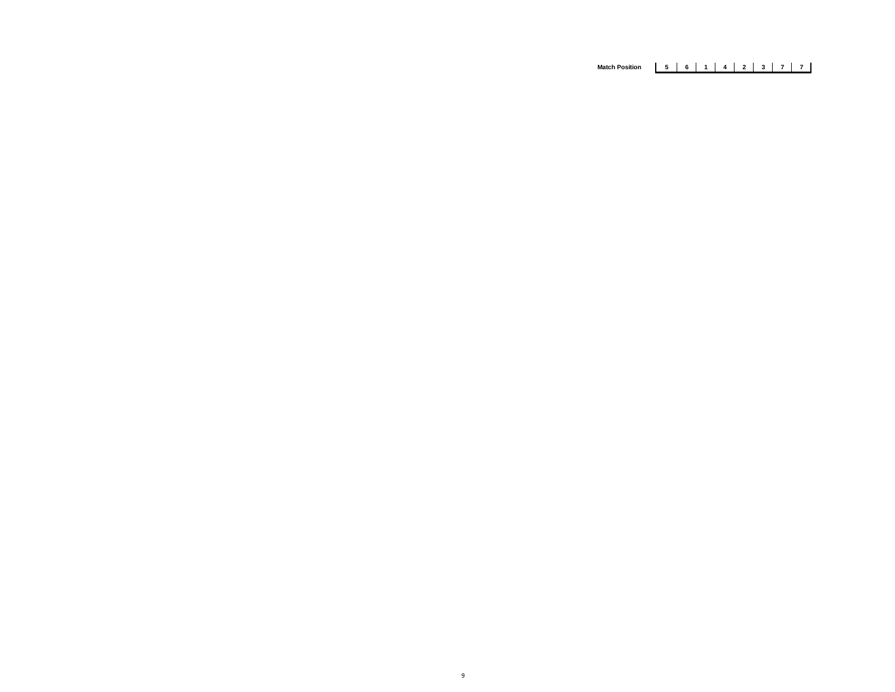| Match Position | 5 | 6 | 1 | 4 | 2 | 3 | 7 | 7 |
|---|---|---|---|---|---|---|---|---|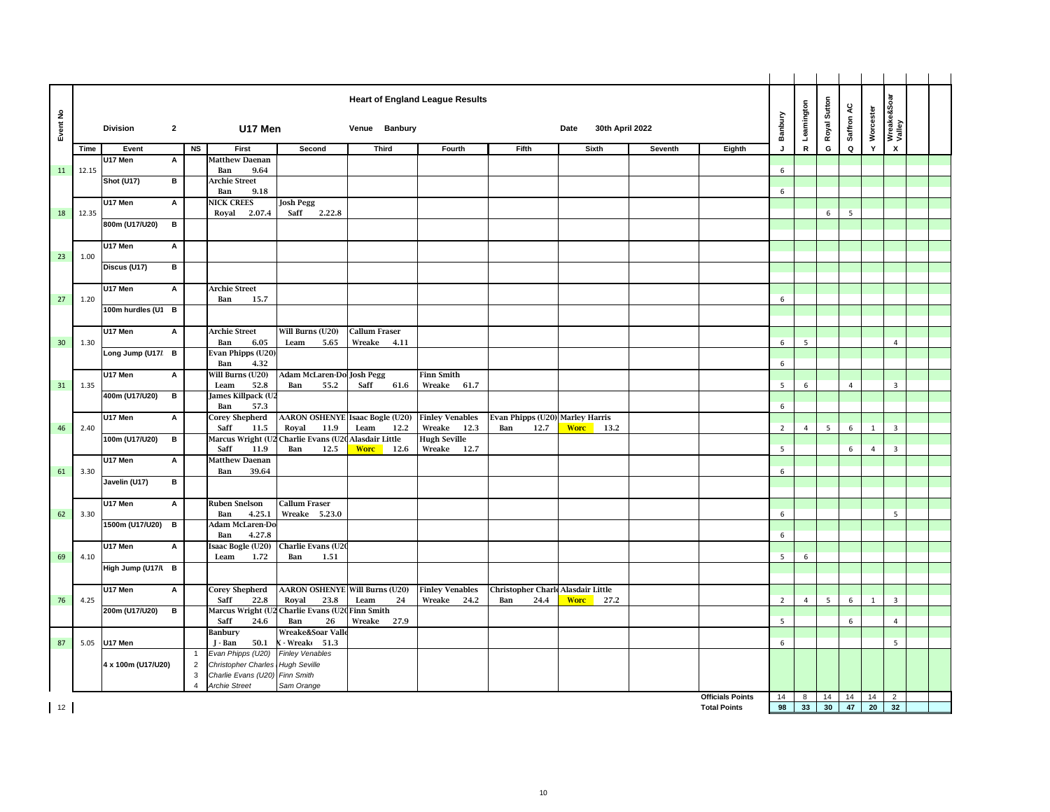# Heart of England League Results

**Division** 2 **U17 Men** **Venue** Banbury **Date** 30th April 2022

| Event No | Time | Event | | NS | First | Second | Third | Fourth | Fifth | Sixth | Seventh | Eighth | Banbury J | Leamington R | Royal Sutton G | Saffron AC Q | Worcester Y | Wreake&Soar Valley X |
|---|---|---|---|---|---|---|---|---|---|---|---|---|---|---|---|---|---|---|
| 11 | 12.15 | U17 Men Shot (U17) | A | | Matthew Daenan Ban 9.64 | | | | | | | | 6 | | | | | |
| | | | B | | Archie Street Ban 9.18 | | | | | | | | 6 | | | | | |
| 18 | 12.35 | U17 Men 800m (U17/U20) | A | | NICK CREES Royal 2.07.4 | Josh Pegg Saff 2.22.8 | | | | | | | | | 6 | 5 | | |
| | | | B | | | | | | | | | | | | | | | |
| 23 | 1.00 | U17 Men Discus (U17) | A | | | | | | | | | | | | | | | |
| | | | B | | | | | | | | | | | | | | | |
| 27 | 1.20 | U17 Men 100m hurdles (U1 | A | | Archie Street Ban 15.7 | | | | | | | | 6 | | | | | |
| | | | B | | | | | | | | | | | | | | | |
| 30 | 1.30 | U17 Men Long Jump (U17/ | A | | Archie Street Ban 6.05 | Will Burns (U20) Leam 5.65 | Callum Fraser Wreake 4.11 | | | | | | 6 | 5 | | | | 4 |
| | | | B | | Evan Phipps (U20) Ban 4.32 | | | | | | | | 6 | | | | | |
| 31 | 1.35 | U17 Men 400m (U17/U20) | A | | Will Burns (U20) Leam 52.8 | Adam McLaren-Do Ban 55.2 | Josh Pegg Saff 61.6 | Finn Smith Wreake 61.7 | | | | | 5 | 6 | | 4 | | 3 |
| | | | B | | James Killpack (U2 Ban 57.3 | | | | | | | | 6 | | | | | |
| 46 | 2.40 | U17 Men 100m (U17/U20) | A | | Corey Shepherd Saff 11.5 | AARON OSHENYE Royal 11.9 | Isaac Bogle (U20) Leam 12.2 | Finley Venables Wreake 12.3 | Evan Phipps (U20) Ban 12.7 | Marley Harris Worc 13.2 | | | 2 | 4 | 5 | 6 | 1 | 3 |
| | | | B | | Marcus Wright (U2 Saff 11.9 | Charlie Evans (U20 Ban 12.5 | Alasdair Little Worc 12.6 | Hugh Seville Wreake 12.7 | | | | | 5 | | | 6 | 4 | 3 |
| 61 | 3.30 | U17 Men Javelin (U17) | A | | Matthew Daenan Ban 39.64 | | | | | | | | 6 | | | | | |
| | | | B | | | | | | | | | | | | | | | |
| 62 | 3.30 | U17 Men 1500m (U17/U20) | A | | Ruben Snelson Ban 4.25.1 | Callum Fraser Wreake 5.23.0 | | | | | | | 6 | | | | | 5 |
| | | | B | | Adam McLaren-Do Ban 4.27.8 | | | | | | | | 6 | | | | | |
| 69 | 4.10 | U17 Men High Jump (U17/U | A | | Isaac Bogle (U20) Leam 1.72 | Charlie Evans (U20 Ban 1.51 | | | | | | | 5 | 6 | | | | |
| | | | B | | | | | | | | | | | | | | | |
| 76 | 4.25 | U17 Men 200m (U17/U20) | A | | Corey Shepherd Saff 22.8 | AARON OSHENYE Royal 23.8 | Will Burns (U20) Leam 24 | Finley Venables Wreake 24.2 | Christopher Charle Ban 24.4 | Alasdair Little Worc 27.2 | | | 2 | 4 | 5 | 6 | 1 | 3 |
| | | | B | | Marcus Wright (U2 Saff 24.6 | Charlie Evans (U20 Ban 26 | Finn Smith Wreake 27.9 | | | | | | 5 | | | 6 | | 4 |
| 87 | 5.05 | U17 Men 4 x 100m (U17/U20) | | | Banbury J - Ban 50.1 | Wreake&Soar Valle X - Wreake 51.3 | | | | | | | 6 | | | | | 5 |
| | | | | 1 | *Evan Phipps (U20)* | *Finley Venables* | | | | | | | | | | | | |
| | | | | 2 | *Christopher Charles* | *Hugh Seville* | | | | | | | | | | | | |
| | | | | 3 | *Charlie Evans (U20)* | *Finn Smith* | | | | | | | | | | | | |
| | | | | 4 | *Archie Street* | *Sam Orange* | | | | | | | | | | | | |
| | | | | | | | | | | | | Officials Points | 14 | 8 | 14 | 14 | 14 | 2 |
| | | | | | | | | | | | | Total Points | **98** | **33** | **30** | **47** | **20** | **32** |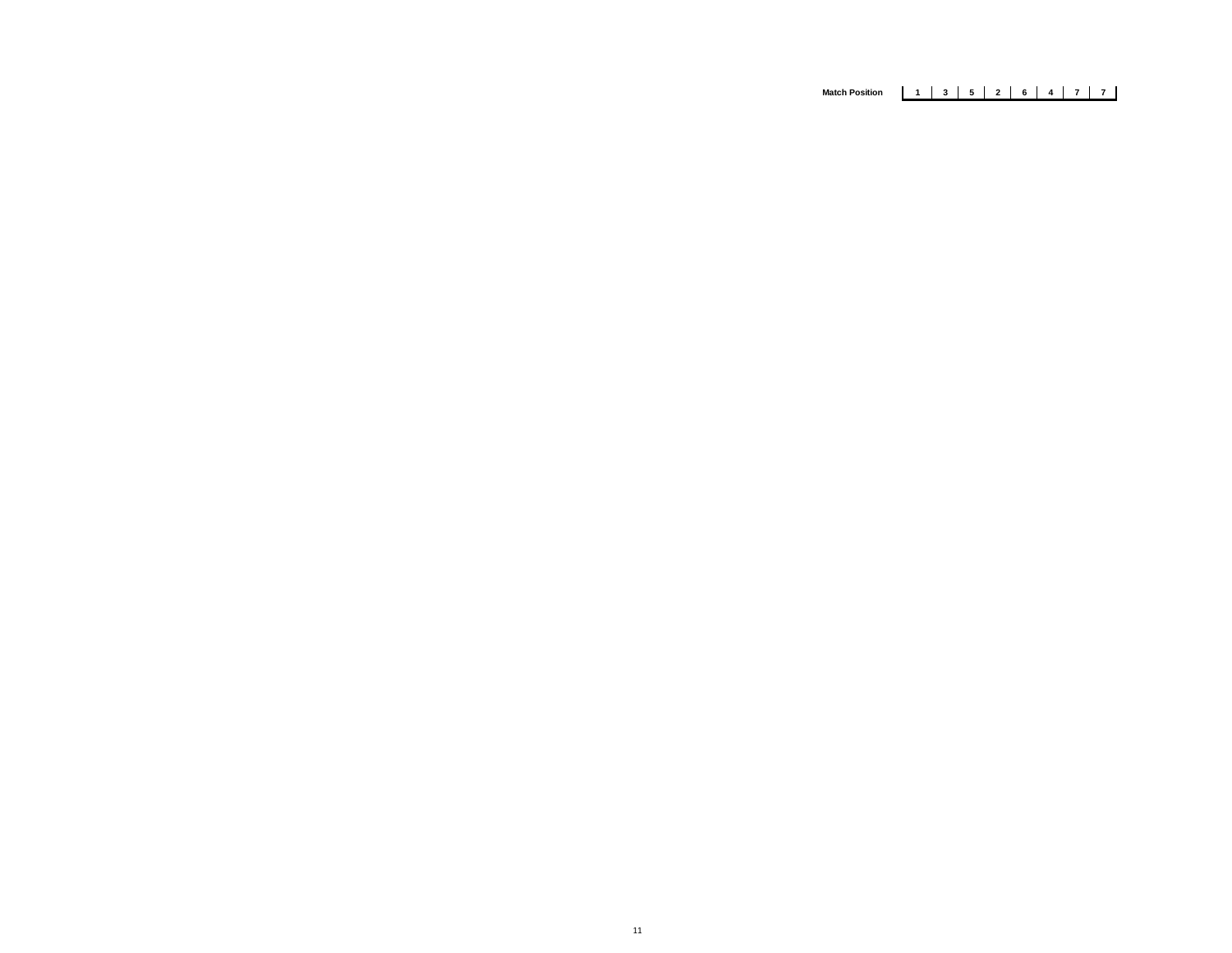| Match Position | 1 | 3 | 5 | 2 | 6 | 4 | 7 | 7 |
|---|---|---|---|---|---|---|---|---|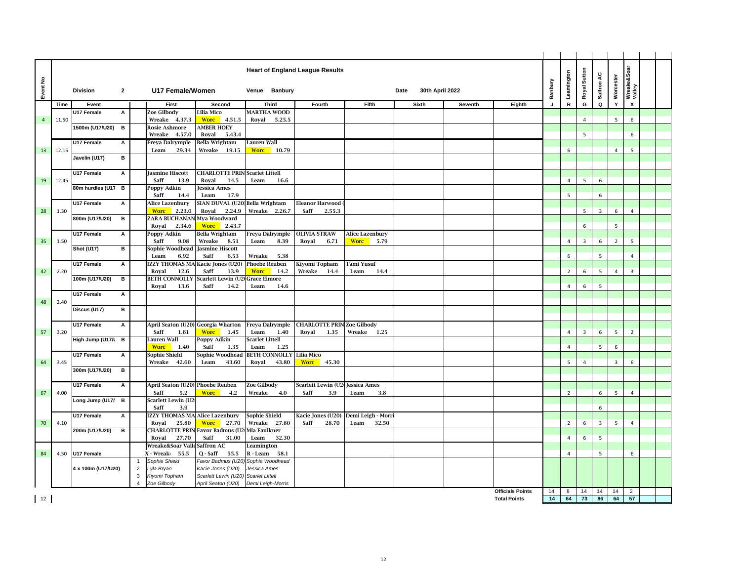# Heart of England League Results

**Division** 2 — **U17 Female/Women** — **Venue** Banbury — **Date** 30th April 2022

| Event No | Time | Event | | | First | Second | Third | Fourth | Fifth | Sixth | Seventh | Eighth | Banbury J | Leamington R | Royal Sutton G | Saffron AC Q | Worcester Y | Wreake&Soar Valley X | | |
|---|---|---|---|---|---|---|---|---|---|---|---|---|---|---|---|---|---|---|---|---|
| 4 | 11.50 | U17 Female | A | | Zoe Gilbody Wreake 4.37.3 | Lilia Mico Worc 4.51.5 | MARTHA WOOD Royal 5.25.5 | | | | | | | | 4 | | 5 | 6 | | |
| | | 1500m (U17/U20) | B | | Rosie Ashmore Wreake 4.57.0 | AMBER HOEY Royal 5.43.4 | | | | | | | | | 5 | | | 6 | | |
| 13 | 12.15 | U17 Female | A | | Freya Dalrymple Leam 29.34 | Bella Wrightam Wreake 19.15 | Lauren Wall Worc 10.79 | | | | | | | 6 | | | 4 | 5 | | |
| | | Javelin (U17) | B | | | | | | | | | | | | | | | | | |
| 19 | 12.45 | U17 Female | A | | Jasmine Hiscott Saff 13.9 | CHARLOTTE PRIN Royal 14.5 | Scarlett Littell Leam 16.6 | | | | | | | 4 | 5 | 6 | | | | |
| | | 80m hurdles (U17 | B | | Poppy Adkin Saff 14.4 | Jessica Ames Leam 17.9 | | | | | | | | 5 | | 6 | | | | |
| 28 | 1.30 | U17 Female | A | | Alice Lazenbury Worc 2.23.0 | SIAN DUVAL (U20) Royal 2.24.9 | Bella Wrightam Wreake 2.26.7 | Eleanor Harwood ( Saff 2.55.3 | | | | | | | 5 | 3 | 6 | 4 | | |
| | | 800m (U17/U20) | B | | ZARA BUCHANAN Royal 2.34.6 | Mya Woodward Worc 2.43.7 | | | | | | | | | 6 | | 5 | | | |
| 35 | 1.50 | U17 Female | A | | Poppy Adkin Saff 9.08 | Bella Wrightam Wreake 8.51 | Freya Dalrymple Leam 8.39 | OLIVIA STRAW Royal 6.71 | Alice Lazenbury Worc 5.79 | | | | | 4 | 3 | 6 | 2 | 5 | | |
| | | Shot (U17) | B | | Sophie Woodhead Leam 6.92 | Jasmine Hiscott Saff 6.53 | Wreake 5.38 | | | | | | | 6 | | 5 | | 4 | | |
| 42 | 2.20 | U17 Female | A | | IZZY THOMAS MA Royal 12.6 | Kacie Jones (U20) Saff 13.9 | Phoebe Reuben Worc 14.2 | Kiyomi Topham Wreake 14.4 | Tami Yusuf Leam 14.4 | | | | | 2 | 6 | 5 | 4 | 3 | | |
| | | 100m (U17/U20) | B | | BETH CONNOLLY Royal 13.6 | Scarlett Lewin (U20) Saff 14.2 | Grace Elmore Leam 14.6 | | | | | | | 4 | 6 | 5 | | | | |
| 48 | 2.40 | U17 Female | A | | | | | | | | | | | | | | | | | |
| | | Discus (U17) | B | | | | | | | | | | | | | | | | | |
| 57 | 3.20 | U17 Female | A | | April Seaton (U20) Saff 1.61 | Georgia Wharton Worc 1.45 | Freya Dalrymple Leam 1.40 | CHARLOTTE PRIN Royal 1.35 | Zoe Gilbody Wreake 1.25 | | | | | 4 | 3 | 6 | 5 | 2 | | |
| | | High Jump (U17/U | B | | Lauren Wall Worc 1.40 | Poppy Adkin Saff 1.35 | Scarlett Littell Leam 1.25 | | | | | | | 4 | | 5 | 6 | | | |
| 64 | 3.45 | U17 Female | A | | Sophie Shield Wreake 42.60 | Sophie Woodhead Leam 43.60 | BETH CONNOLLY Royal 43.80 | Lilia Mico Worc 45.30 | | | | | | 5 | 4 | | 3 | 6 | | |
| | | 300m (U17/U20) | B | | | | | | | | | | | | | | | | | |
| 67 | 4.00 | U17 Female | A | | April Seaton (U20) Saff 5.2 | Phoebe Reuben Worc 4.2 | Zoe Gilbody Wreake 4.0 | Scarlett Lewin (U20) Saff 3.9 | Jessica Ames Leam 3.8 | | | | | 2 | | 6 | 5 | 4 | | |
| | | Long Jump (U17/ | B | | Scarlett Lewin (U2 Saff 3.9 | | | | | | | | | | | 6 | | | | |
| 70 | 4.10 | U17 Female | A | | IZZY THOMAS MA Royal 25.80 | Alice Lazenbury Worc 27.70 | Sophie Shield Wreake 27.80 | Kacie Jones (U20) Saff 28.70 | Demi Leigh - Morri Leam 32.50 | | | | | 2 | 6 | 3 | 5 | 4 | | |
| | | 200m (U17/U20) | B | | CHARLOTTE PRIN Royal 27.70 | Favor Badmus (U20) Saff 31.00 | Mia Faulkner Leam 32.30 | | | | | | | 4 | 6 | 5 | | | | |
| 84 | 4.50 | U17 Female | | | Wreake&Soar Valle X - Wreake 55.5 | Saffron AC Q - Saff 55.5 | Leamington R - Leam 58.1 | | | | | | | 4 | | 5 | | 6 | | |
| | | 4 x 100m (U17/U20) | | 1 | Sophie Shield | Favor Badmus (U20) | Sophie Woodhead | | | | | | | | | | | | | |
| | | | | 2 | Lyla Bryan | Kacie Jones (U20) | Jessica Ames | | | | | | | | | | | | | |
| | | | | 3 | Kiyomi Topham | Scarlett Lewin (U20) | Scarlett Littell | | | | | | | | | | | | | |
| | | | | 4 | Zoe Gilbody | April Seaton (U20) | Demi Leigh-Morris | | | | | | | | | | | | | |
| | | | | | | | | | | | | Officials Points | 14 | 8 | 14 | 14 | 14 | 2 | | |
| | | | | | | | | | | | | Total Points | 14 | 64 | 73 | 86 | 64 | 57 | | |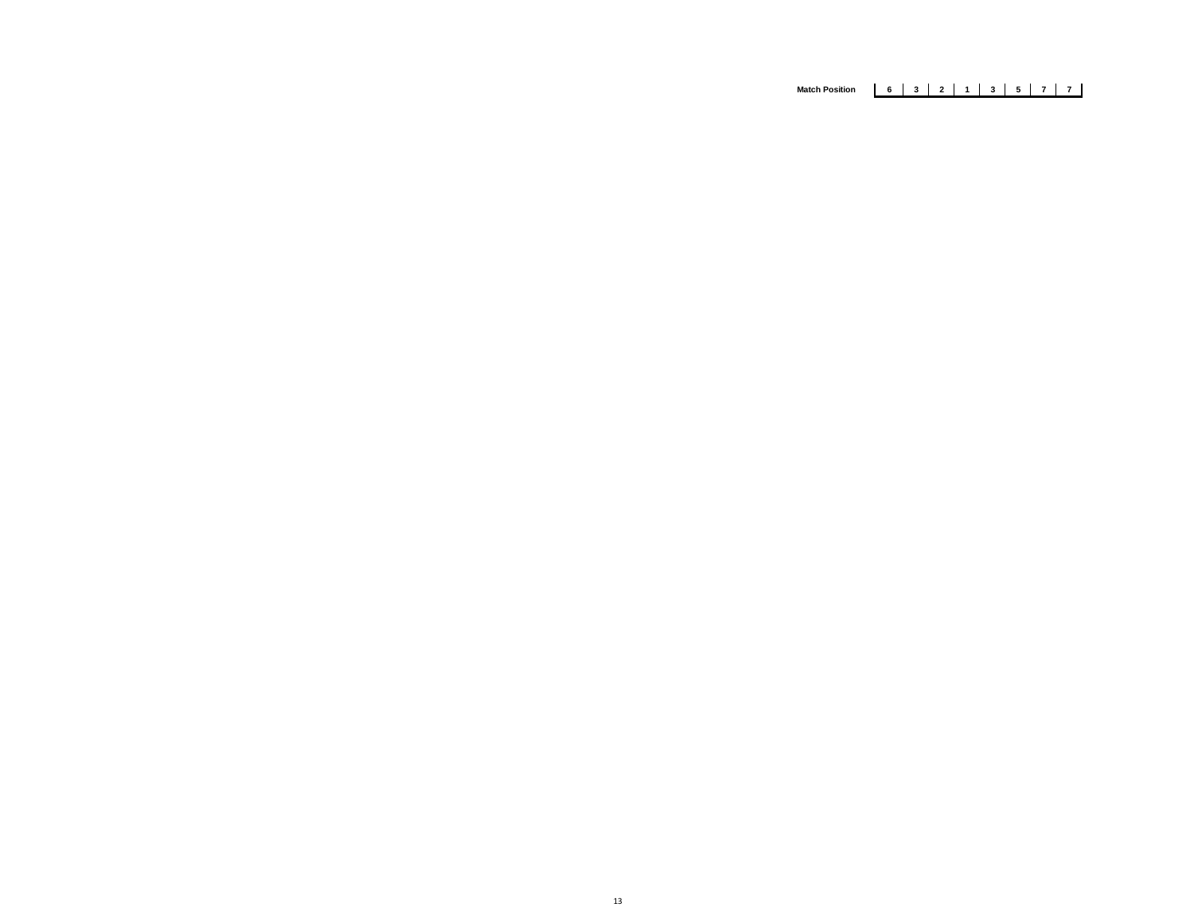| Match Position | 6 | 3 | 2 | 1 | 3 | 5 | 7 | 7 |
|---|---|---|---|---|---|---|---|---|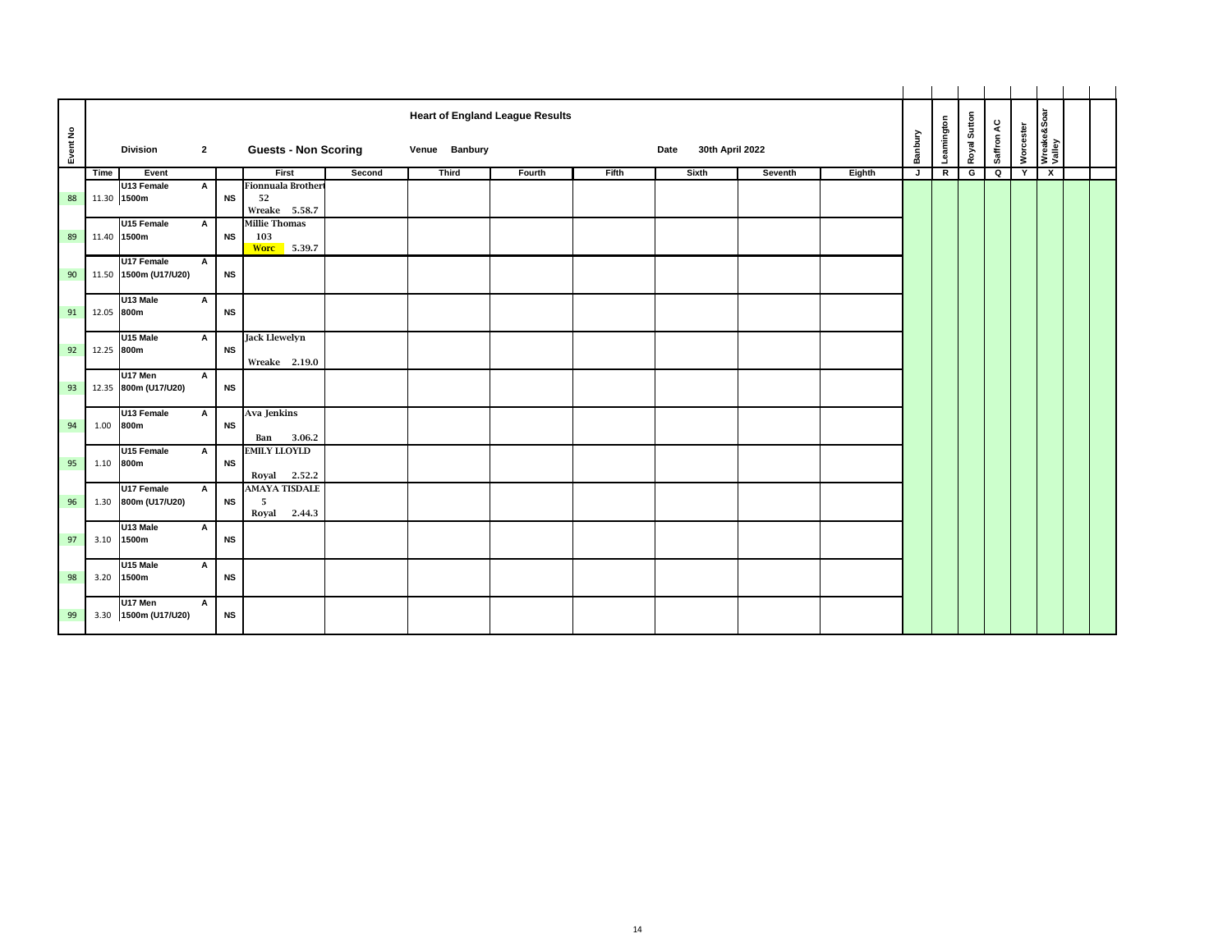# Heart of England League Results

**Division** 2 **Guests - Non Scoring** **Venue** Banbury **Date** 30th April 2022

| Event No | Time | Event | | | First | Second | Third | Fourth | Fifth | Sixth | Seventh | Eighth | Banbury J | Leamington R | Royal Sutton G | Saffron AC Q | Worcester Y | Wreake&Soar Valley X | | |
|---|---|---|---|---|---|---|---|---|---|---|---|---|---|---|---|---|---|---|---|---|
| 88 | 11.30 | U13 Female 1500m | A | NS | Fionnuala Brothert 52 Wreake 5.58.7 | | | | | | | | | | | | | | | |
| 89 | 11.40 | U15 Female 1500m | A | NS | Millie Thomas 103 Worc 5.39.7 | | | | | | | | | | | | | | | |
| 90 | 11.50 | U17 Female 1500m (U17/U20) | A | NS | | | | | | | | | | | | | | | | |
| 91 | 12.05 | U13 Male 800m | A | NS | | | | | | | | | | | | | | | | |
| 92 | 12.25 | U15 Male 800m | A | NS | Jack Llewelyn Wreake 2.19.0 | | | | | | | | | | | | | | | |
| 93 | 12.35 | U17 Men 800m (U17/U20) | A | NS | | | | | | | | | | | | | | | | |
| 94 | 1.00 | U13 Female 800m | A | NS | Ava Jenkins Ban 3.06.2 | | | | | | | | | | | | | | | |
| 95 | 1.10 | U15 Female 800m | A | NS | EMILY LLOYLD Royal 2.52.2 | | | | | | | | | | | | | | | |
| 96 | 1.30 | U17 Female 800m (U17/U20) | A | NS | AMAYA TISDALE 5 Royal 2.44.3 | | | | | | | | | | | | | | | |
| 97 | 3.10 | U13 Male 1500m | A | NS | | | | | | | | | | | | | | | | |
| 98 | 3.20 | U15 Male 1500m | A | NS | | | | | | | | | | | | | | | | |
| 99 | 3.30 | U17 Men 1500m (U17/U20) | A | NS | | | | | | | | | | | | | | | | |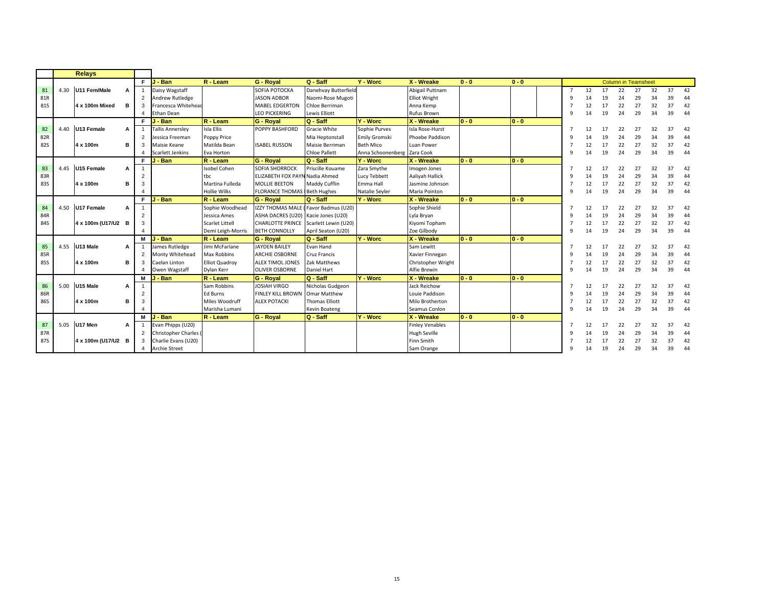| | | Relays | | | | | | | | | | | | | Column in Teamsheet | | | | | | | |
|---|---|---|---|---|---|---|---|---|---|---|---|---|---|---|---|---|---|---|---|---|---|---|
| | | | | F | J - Ban | R - Leam | G - Royal | Q - Saff | Y - Worc | X - Wreake | 0 - 0 | 0 - 0 | | | | | | | | | | |
| 81 | 4.30 | U11 Fem/Male | A | 1 | Daisy Wagstaff | | SOFIA POTOCKA | Danehvay Butterfield | | Abigail Puttnam | | | 7 | 12 | 17 | 22 | 27 | 32 | 37 | 42 | | |
| 81R | | | | 2 | Andrew Rutledge | | JASON ADBOR | Naomi-Rose Mugoti | | Elliot Wright | | | 9 | 14 | 19 | 24 | 29 | 34 | 39 | 44 | | |
| 81S | | 4 x 100m Mixed | B | 3 | Francesca Whitehead | | MABEL EDGERTON | Chloe Berriman | | Anna Kemp | | | 7 | 12 | 17 | 22 | 27 | 32 | 37 | 42 | | |
| | | | | 4 | Ethan Dean | | LEO PICKERING | Lewis Elliott | | Rufus Brown | | | 9 | 14 | 19 | 24 | 29 | 34 | 39 | 44 | | |
| | | | | F | J - Ban | R - Leam | G - Royal | Q - Saff | Y - Worc | X - Wreake | 0 - 0 | 0 - 0 | | | | | | | | | | |
| 82 | 4.40 | U13 Female | A | 1 | Tallis Annersley | Isla Ellis | POPPY BASHFORD | Gracie White | Sophie Purves | Isla Rose-Hurst | | | 7 | 12 | 17 | 22 | 27 | 32 | 37 | 42 | | |
| 82R | | | | 2 | Jessica Freeman | Poppy Price | | Mia Heptonstall | Emily Gromski | Phoebe Paddison | | | 9 | 14 | 19 | 24 | 29 | 34 | 39 | 44 | | |
| 82S | | 4 x 100m | B | 3 | Maisie Keane | Matilda Bean | ISABEL RUSSON | Maisie Berriman | Beth Mico | Luan Power | | | 7 | 12 | 17 | 22 | 27 | 32 | 37 | 42 | | |
| | | | | 4 | Scarlett Jenkins | Eva Horton | | Chloe Pallett | Anna Schoonenberg | Zara Cook | | | 9 | 14 | 19 | 24 | 29 | 34 | 39 | 44 | | |
| | | | | F | J - Ban | R - Leam | G - Royal | Q - Saff | Y - Worc | X - Wreake | 0 - 0 | 0 - 0 | | | | | | | | | | |
| 83 | 4.45 | U15 Female | A | 1 | | Isobel Cohen | SOFIA SHORROCK | Priscille Kouame | Zara Smythe | Imogen Jones | | | 7 | 12 | 17 | 22 | 27 | 32 | 37 | 42 | | |
| 83R | | | | 2 | | tbc | ELIZABETH FOX PAYN | Nadia Ahmed | Lucy Tebbett | Aaliyah Hallick | | | 9 | 14 | 19 | 24 | 29 | 34 | 39 | 44 | | |
| 83S | | 4 x 100m | B | 3 | | Martina Fulleda | MOLLIE BEETON | Maddy Cufflin | Emma Hall | Jasmine Johnson | | | 7 | 12 | 17 | 22 | 27 | 32 | 37 | 42 | | |
| | | | | 4 | | Hollie Wilks | FLORANCE THOMAS | Beth Hughes | Natalie Seyler | Maria Pointon | | | 9 | 14 | 19 | 24 | 29 | 34 | 39 | 44 | | |
| | | | | F | J - Ban | R - Leam | G - Royal | Q - Saff | Y - Worc | X - Wreake | 0 - 0 | 0 - 0 | | | | | | | | | | |
| 84 | 4.50 | U17 Female | A | 1 | | Sophie Woodhead | IZZY THOMAS MALE ( | Favor Badmus (U20) | | Sophie Shield | | | 7 | 12 | 17 | 22 | 27 | 32 | 37 | 42 | | |
| 84R | | | | 2 | | Jessica Ames | ASHA DACRES (U20) | Kacie Jones (U20) | | Lyla Bryan | | | 9 | 14 | 19 | 24 | 29 | 34 | 39 | 44 | | |
| 84S | | 4 x 100m (U17/U2 | B | 3 | | Scarlet Littell | CHARLOTTE PRINCE | Scarlett Lewin (U20) | | Kiyomi Topham | | | 7 | 12 | 17 | 22 | 27 | 32 | 37 | 42 | | |
| | | | | 4 | | Demi Leigh-Morris | BETH CONNOLLY | April Seaton (U20) | | Zoe Gilbody | | | 9 | 14 | 19 | 24 | 29 | 34 | 39 | 44 | | |
| | | | | M | J - Ban | R - Leam | G - Royal | Q - Saff | Y - Worc | X - Wreake | 0 - 0 | 0 - 0 | | | | | | | | | | |
| 85 | 4.55 | U13 Male | A | 1 | James Rutledge | Jimi McFarlane | JAYDEN BAILEY | Evan Hand | | Sam Lewitt | | | 7 | 12 | 17 | 22 | 27 | 32 | 37 | 42 | | |
| 85R | | | | 2 | Monty Whitehead | Max Robbins | ARCHIE OSBORNE | Cruz Francis | | Xavier Finnegan | | | 9 | 14 | 19 | 24 | 29 | 34 | 39 | 44 | | |
| 85S | | 4 x 100m | B | 3 | Caelan Linton | Elliot Quadroy | ALEX TIMOL JONES | Zak Matthews | | Christopher Wright | | | 7 | 12 | 17 | 22 | 27 | 32 | 37 | 42 | | |
| | | | | 4 | Owen Wagstaff | Dylan Kerr | OLIVER OSBORNE | Daniel Hart | | Alfie Brewin | | | 9 | 14 | 19 | 24 | 29 | 34 | 39 | 44 | | |
| | | | | M | J - Ban | R - Leam | G - Royal | Q - Saff | Y - Worc | X - Wreake | 0 - 0 | 0 - 0 | | | | | | | | | | |
| 86 | 5.00 | U15 Male | A | 1 | | Sam Robbins | JOSIAH VIRGO | Nicholas Gudgeon | | Jack Reichow | | | 7 | 12 | 17 | 22 | 27 | 32 | 37 | 42 | | |
| 86R | | | | 2 | | Ed Burns | FINLEY KILL BROWN | Omar Matthew | | Louie Paddison | | | 9 | 14 | 19 | 24 | 29 | 34 | 39 | 44 | | |
| 86S | | 4 x 100m | B | 3 | | Miles Woodruff | ALEX POTACKI | Thomas Elliott | | Milo Brotherton | | | 7 | 12 | 17 | 22 | 27 | 32 | 37 | 42 | | |
| | | | | 4 | | Marisha Lumani | | Kevin Boateng | | Seamus Conlon | | | 9 | 14 | 19 | 24 | 29 | 34 | 39 | 44 | | |
| | | | | M | J - Ban | R - Leam | G - Royal | Q - Saff | Y - Worc | X - Wreake | 0 - 0 | 0 - 0 | | | | | | | | | | |
| 87 | 5.05 | U17 Men | A | 1 | Evan Phipps (U20) | | | | | Finley Venables | | | 7 | 12 | 17 | 22 | 27 | 32 | 37 | 42 | | |
| 87R | | | | 2 | Christopher Charles ( | | | | | Hugh Seville | | | 9 | 14 | 19 | 24 | 29 | 34 | 39 | 44 | | |
| 87S | | 4 x 100m (U17/U2 | B | 3 | Charlie Evans (U20) | | | | | Finn Smith | | | 7 | 12 | 17 | 22 | 27 | 32 | 37 | 42 | | |
| | | | | 4 | Archie Street | | | | | Sam Orange | | | 9 | 14 | 19 | 24 | 29 | 34 | 39 | 44 | | |